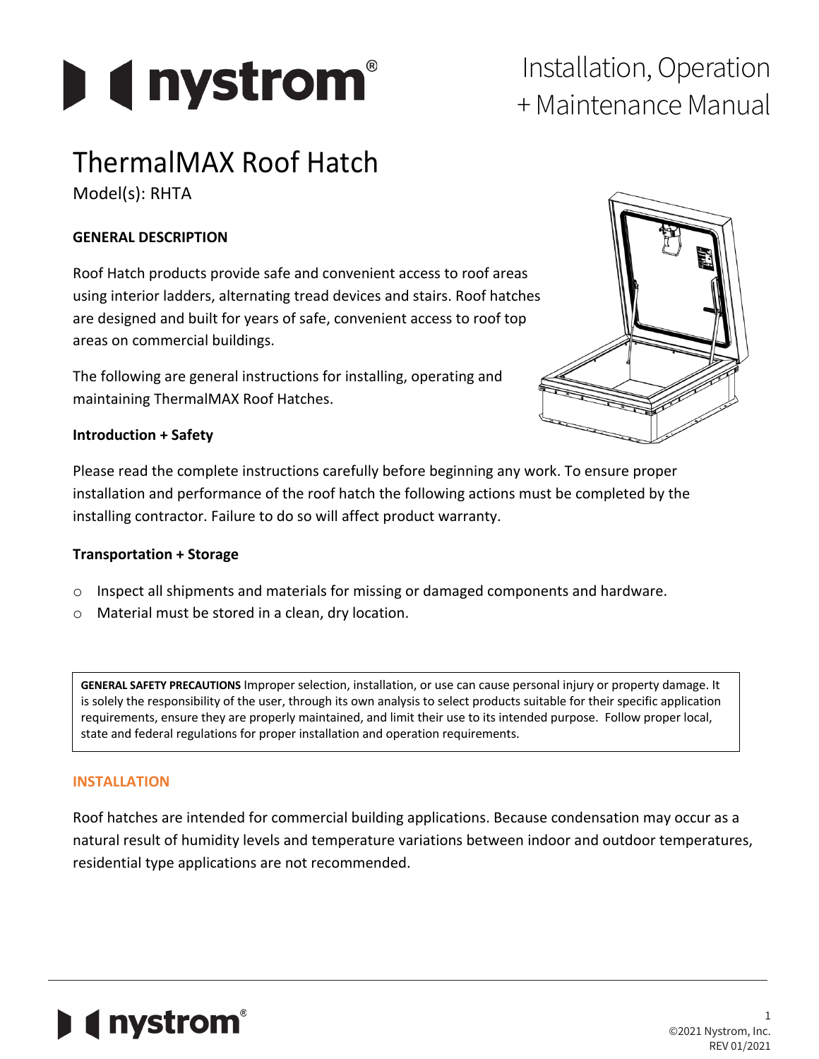# ThermalMAX Roof Hatch

Installation, Operation + Maintenance Manual

Model(s): RHTA

## GENERAL DESCRIPTION

Roof Hatch products provide safe and convenient access to roof areas using interior ladders, alternating tread devices and stairs. Roof hatches are designed and built for years of safe, convenient access to roof top areas on commercial buildings.

The following are general instructions for installing, operating and maintaining ThermalMAX Roof Hatches.

### Introduction + Safety

Please read the complete instructions carefully before beginning any work. To ensure proper installation and performance of the roof hatch the following actions must be completed by the installing contractor. Failure to do so will affect product warranty.

### Transportation + Storage

- Inspect all shipments and materials for missing or damaged components and hardware.
- Material must be stored in a clean, dry location.

**GENERAL SAFETY PRECAUTIONS** Improper selection, installation, or use can cause personal injury or property damage. It is solely the responsibility of the user, through its own analysis to select products suitable for their specific application requirements, ensure they are properly maintained, and limit their use to its intended purpose. Follow proper local, state and federal regulations for proper installation and operation requirements.

## INSTALLATION

Roof hatches are intended for commercial building applications. Because condensation may occur as a natural result of humidity levels and temperature variations between indoor and outdoor temperatures, residential type applications are not recommended.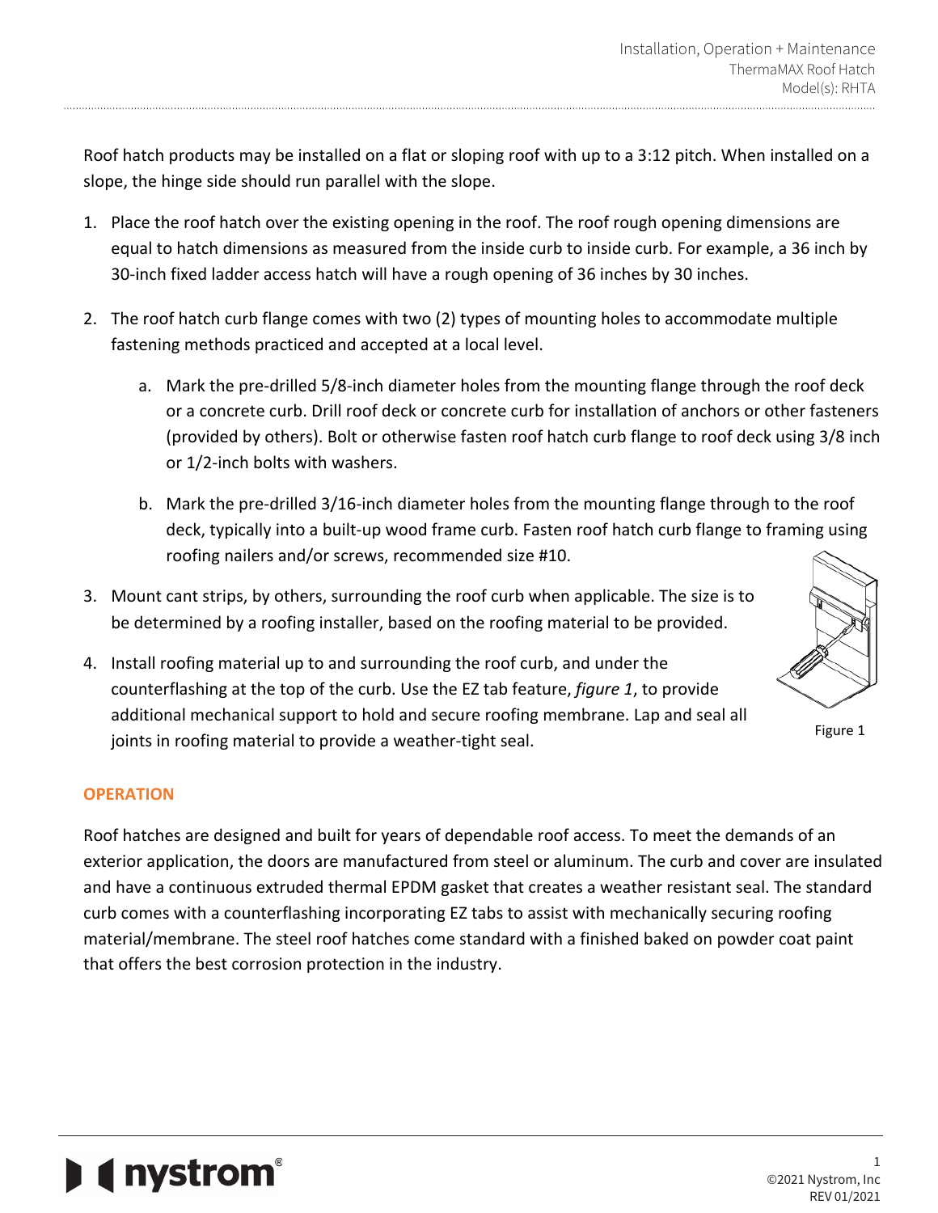Roof hatch products may be installed on a flat or sloping roof with up to a 3:12 pitch. When installed on a slope, the hinge side should run parallel with the slope.

1. Place the roof hatch over the existing opening in the roof. The roof rough opening dimensions are equal to hatch dimensions as measured from the inside curb to inside curb. For example, a 36 inch by 30-inch fixed ladder access hatch will have a rough opening of 36 inches by 30 inches.

2. The roof hatch curb flange comes with two (2) types of mounting holes to accommodate multiple fastening methods practiced and accepted at a local level.

   a. Mark the pre-drilled 5/8-inch diameter holes from the mounting flange through the roof deck or a concrete curb. Drill roof deck or concrete curb for installation of anchors or other fasteners (provided by others). Bolt or otherwise fasten roof hatch curb flange to roof deck using 3/8 inch or 1/2-inch bolts with washers.

   b. Mark the pre-drilled 3/16-inch diameter holes from the mounting flange through to the roof deck, typically into a built-up wood frame curb. Fasten roof hatch curb flange to framing using roofing nailers and/or screws, recommended size #10.

3. Mount cant strips, by others, surrounding the roof curb when applicable. The size is to be determined by a roofing installer, based on the roofing material to be provided.

4. Install roofing material up to and surrounding the roof curb, and under the counterflashing at the top of the curb. Use the EZ tab feature, *figure 1*, to provide additional mechanical support to hold and secure roofing membrane. Lap and seal all joints in roofing material to provide a weather-tight seal.

Figure 1

## OPERATION

Roof hatches are designed and built for years of dependable roof access. To meet the demands of an exterior application, the doors are manufactured from steel or aluminum. The curb and cover are insulated and have a continuous extruded thermal EPDM gasket that creates a weather resistant seal. The standard curb comes with a counterflashing incorporating EZ tabs to assist with mechanically securing roofing material/membrane. The steel roof hatches come standard with a finished baked on powder coat paint that offers the best corrosion protection in the industry.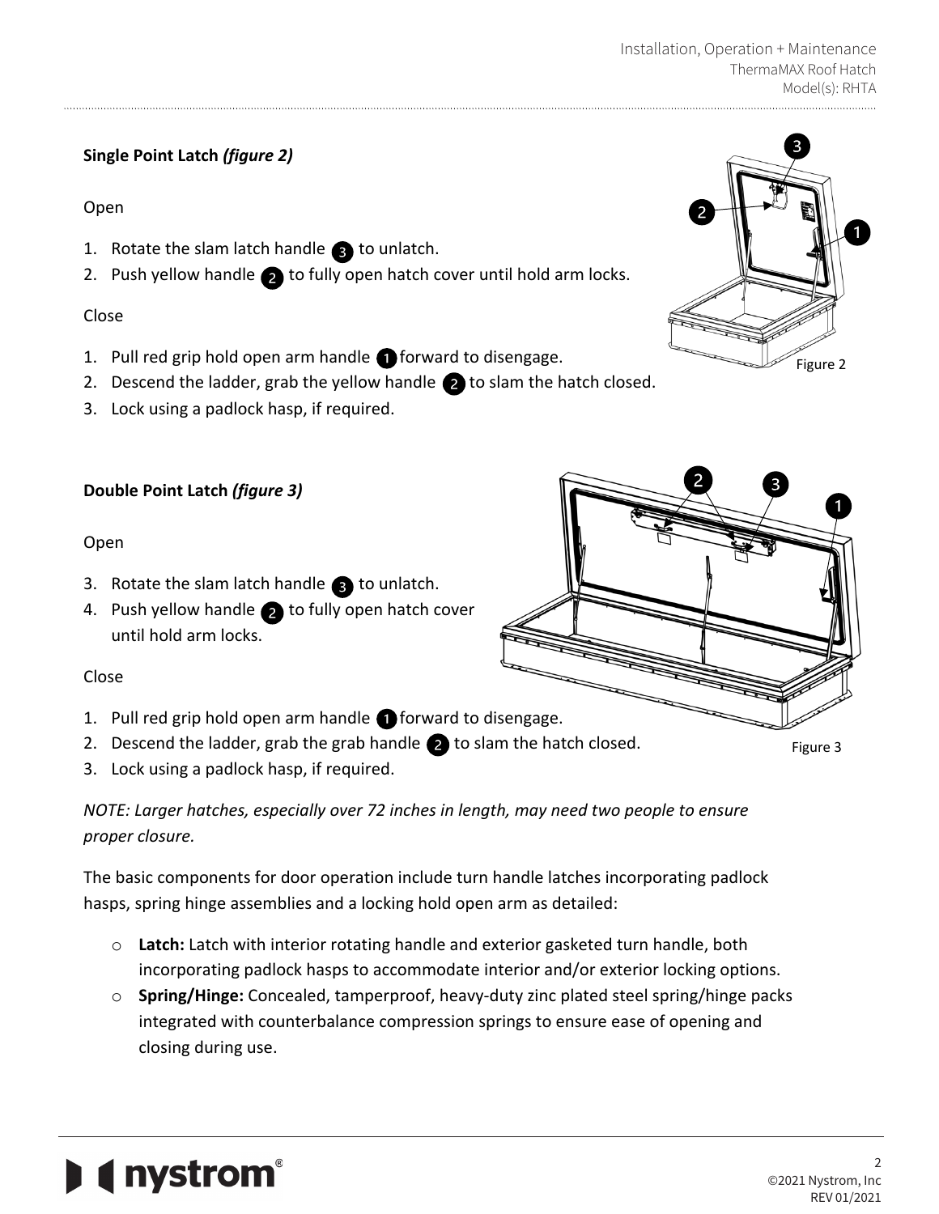**Single Point Latch *(figure 2)***

Open

1. Rotate the slam latch handle ❸ to unlatch.
2. Push yellow handle ❷ to fully open hatch cover until hold arm locks.

Close

1. Pull red grip hold open arm handle ❶ forward to disengage.
2. Descend the ladder, grab the yellow handle ❷ to slam the hatch closed.
3. Lock using a padlock hasp, if required.

Figure 2

**Double Point Latch *(figure 3)***

Open

3. Rotate the slam latch handle ❸ to unlatch.
4. Push yellow handle ❷ to fully open hatch cover until hold arm locks.

Close

1. Pull red grip hold open arm handle ❶ forward to disengage.
2. Descend the ladder, grab the grab handle ❷ to slam the hatch closed.
3. Lock using a padlock hasp, if required.

Figure 3

*NOTE: Larger hatches, especially over 72 inches in length, may need two people to ensure proper closure.*

The basic components for door operation include turn handle latches incorporating padlock hasps, spring hinge assemblies and a locking hold open arm as detailed:

- **Latch:** Latch with interior rotating handle and exterior gasketed turn handle, both incorporating padlock hasps to accommodate interior and/or exterior locking options.
- **Spring/Hinge:** Concealed, tamperproof, heavy-duty zinc plated steel spring/hinge packs integrated with counterbalance compression springs to ensure ease of opening and closing during use.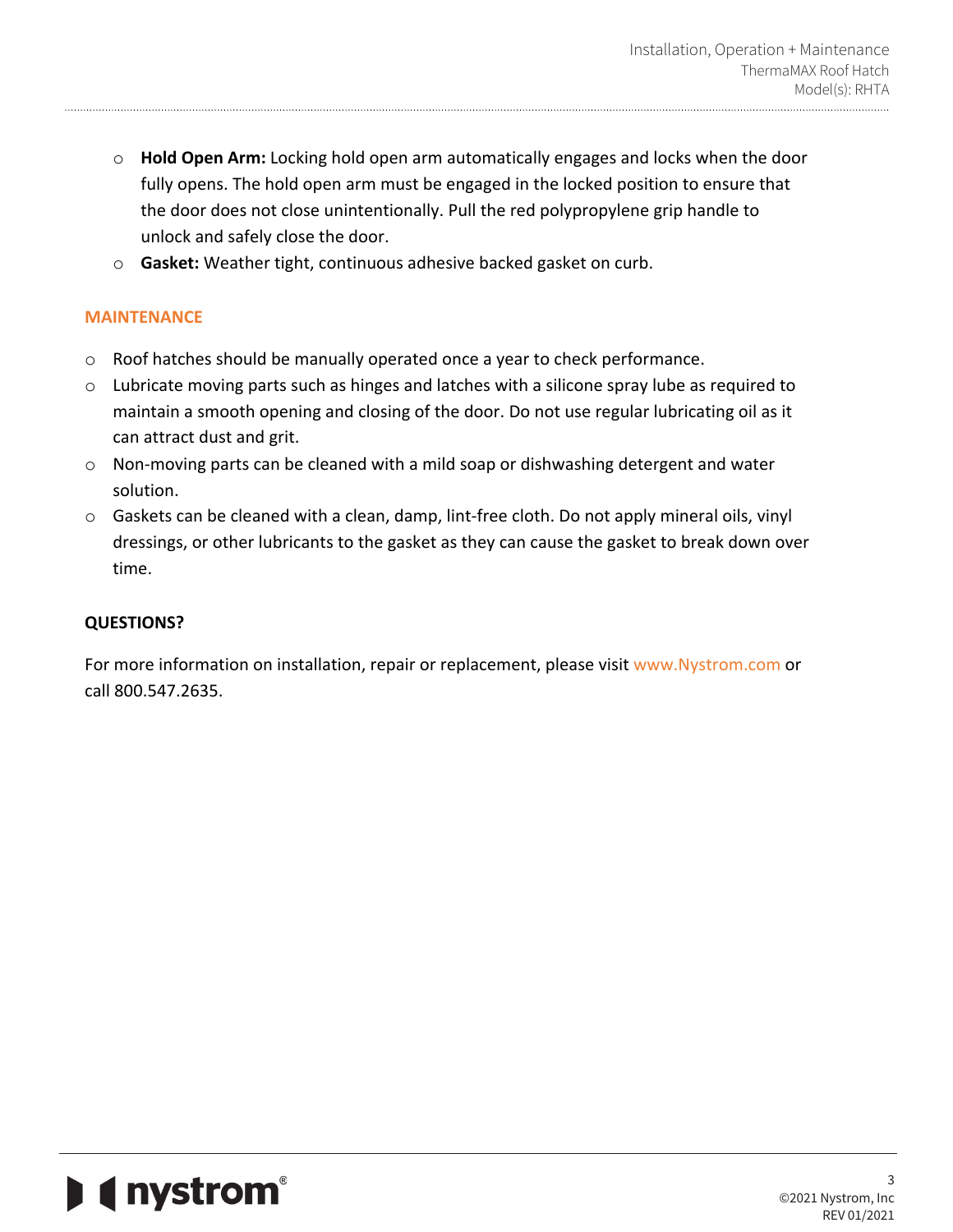- **Hold Open Arm:** Locking hold open arm automatically engages and locks when the door fully opens. The hold open arm must be engaged in the locked position to ensure that the door does not close unintentionally. Pull the red polypropylene grip handle to unlock and safely close the door.
- **Gasket:** Weather tight, continuous adhesive backed gasket on curb.

## MAINTENANCE

- Roof hatches should be manually operated once a year to check performance.
- Lubricate moving parts such as hinges and latches with a silicone spray lube as required to maintain a smooth opening and closing of the door. Do not use regular lubricating oil as it can attract dust and grit.
- Non-moving parts can be cleaned with a mild soap or dishwashing detergent and water solution.
- Gaskets can be cleaned with a clean, damp, lint-free cloth. Do not apply mineral oils, vinyl dressings, or other lubricants to the gasket as they can cause the gasket to break down over time.

## QUESTIONS?

For more information on installation, repair or replacement, please visit www.Nystrom.com or call 800.547.2635.